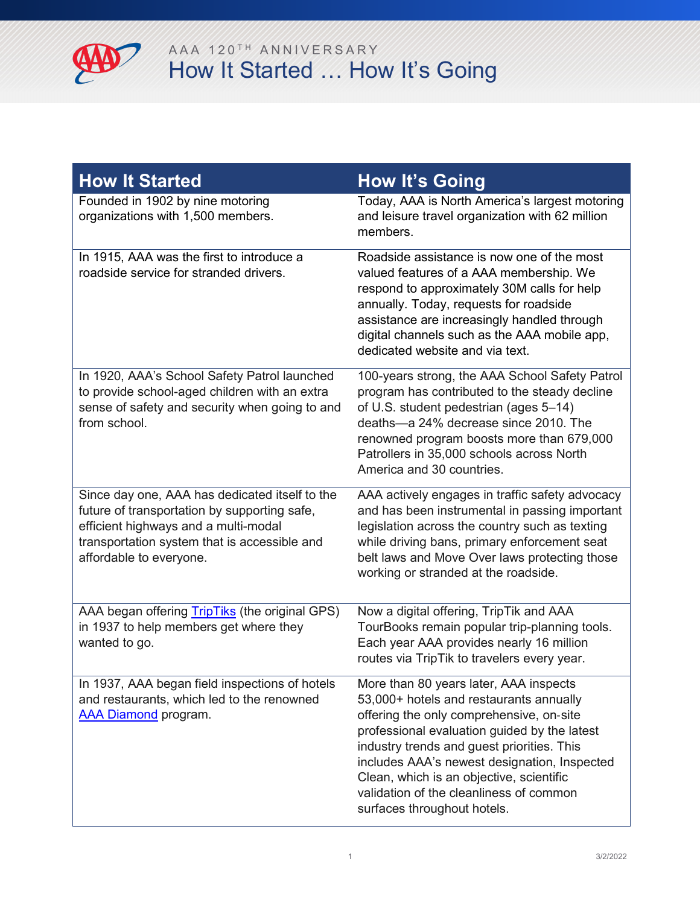AAA 120TH ANNIVERSARY

# How It Started … How It's Going

| How It Started | How It's Going |
|---|---|
| Founded in 1902 by nine motoring organizations with 1,500 members. | Today, AAA is North America's largest motoring and leisure travel organization with 62 million members. |
| In 1915, AAA was the first to introduce a roadside service for stranded drivers. | Roadside assistance is now one of the most valued features of a AAA membership. We respond to approximately 30M calls for help annually. Today, requests for roadside assistance are increasingly handled through digital channels such as the AAA mobile app, dedicated website and via text. |
| In 1920, AAA's School Safety Patrol launched to provide school-aged children with an extra sense of safety and security when going to and from school. | 100-years strong, the AAA School Safety Patrol program has contributed to the steady decline of U.S. student pedestrian (ages 5–14) deaths—a 24% decrease since 2010. The renowned program boosts more than 679,000 Patrollers in 35,000 schools across North America and 30 countries. |
| Since day one, AAA has dedicated itself to the future of transportation by supporting safe, efficient highways and a multi-modal transportation system that is accessible and affordable to everyone. | AAA actively engages in traffic safety advocacy and has been instrumental in passing important legislation across the country such as texting while driving bans, primary enforcement seat belt laws and Move Over laws protecting those working or stranded at the roadside. |
| AAA began offering TripTiks (the original GPS) in 1937 to help members get where they wanted to go. | Now a digital offering, TripTik and AAA TourBooks remain popular trip-planning tools. Each year AAA provides nearly 16 million routes via TripTik to travelers every year. |
| In 1937, AAA began field inspections of hotels and restaurants, which led to the renowned AAA Diamond program. | More than 80 years later, AAA inspects 53,000+ hotels and restaurants annually offering the only comprehensive, on-site professional evaluation guided by the latest industry trends and guest priorities. This includes AAA's newest designation, Inspected Clean, which is an objective, scientific validation of the cleanliness of common surfaces throughout hotels. |

3/2/2022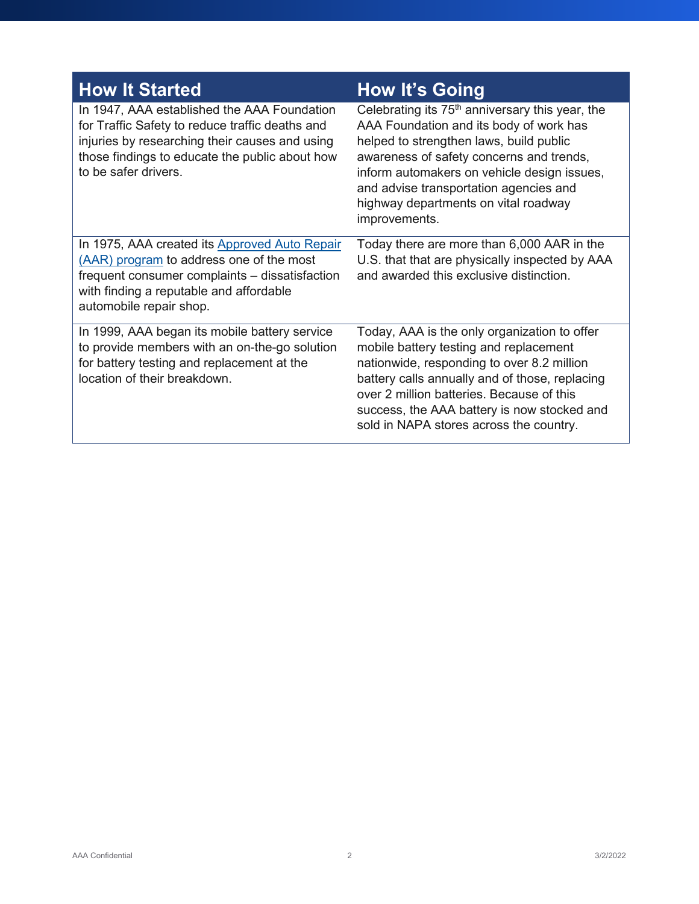| How It Started | How It's Going |
| --- | --- |
| In 1947, AAA established the AAA Foundation for Traffic Safety to reduce traffic deaths and injuries by researching their causes and using those findings to educate the public about how to be safer drivers. | Celebrating its 75th anniversary this year, the AAA Foundation and its body of work has helped to strengthen laws, build public awareness of safety concerns and trends, inform automakers on vehicle design issues, and advise transportation agencies and highway departments on vital roadway improvements. |
| In 1975, AAA created its Approved Auto Repair (AAR) program to address one of the most frequent consumer complaints – dissatisfaction with finding a reputable and affordable automobile repair shop. | Today there are more than 6,000 AAR in the U.S. that that are physically inspected by AAA and awarded this exclusive distinction. |
| In 1999, AAA began its mobile battery service to provide members with an on-the-go solution for battery testing and replacement at the location of their breakdown. | Today, AAA is the only organization to offer mobile battery testing and replacement nationwide, responding to over 8.2 million battery calls annually and of those, replacing over 2 million batteries. Because of this success, the AAA battery is now stocked and sold in NAPA stores across the country. |